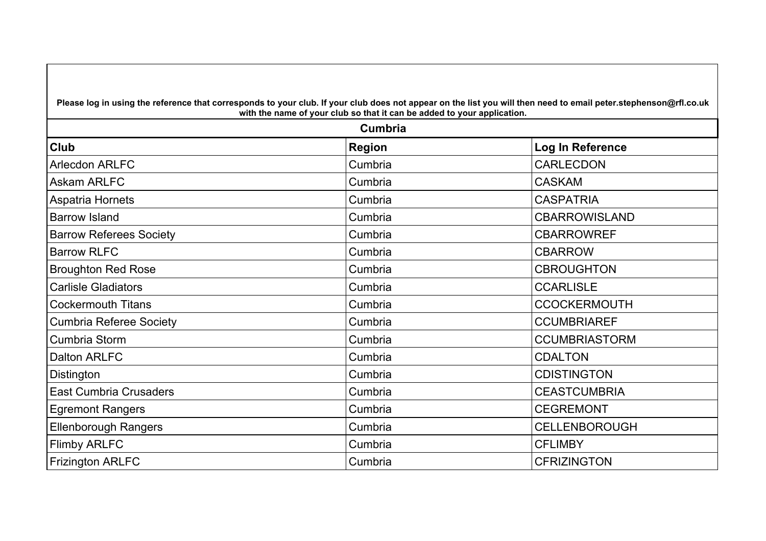**Please log in using the reference that corresponds to your club. If your club does not appear on the list you will then need to email peter.stephenson@rfl.co.uk with the name of your club so that it can be added to your application.**

## Cumbria

| Club | Region | Log In Reference |
|---|---|---|
| Arlecdon ARLFC | Cumbria | CARLECDON |
| Askam ARLFC | Cumbria | CASKAM |
| Aspatria Hornets | Cumbria | CASPATRIA |
| Barrow Island | Cumbria | CBARROWISLAND |
| Barrow Referees Society | Cumbria | CBARROWREF |
| Barrow RLFC | Cumbria | CBARROW |
| Broughton Red Rose | Cumbria | CBROUGHTON |
| Carlisle Gladiators | Cumbria | CCARLISLE |
| Cockermouth Titans | Cumbria | CCOCKERMOUTH |
| Cumbria Referee Society | Cumbria | CCUMBRIAREF |
| Cumbria Storm | Cumbria | CCUMBRIASTORM |
| Dalton ARLFC | Cumbria | CDALTON |
| Distington | Cumbria | CDISTINGTON |
| East Cumbria Crusaders | Cumbria | CEASTCUMBRIA |
| Egremont Rangers | Cumbria | CEGREMONT |
| Ellenborough Rangers | Cumbria | CELLENBOROUGH |
| Flimby ARLFC | Cumbria | CFLIMBY |
| Frizington ARLFC | Cumbria | CFRIZINGTON |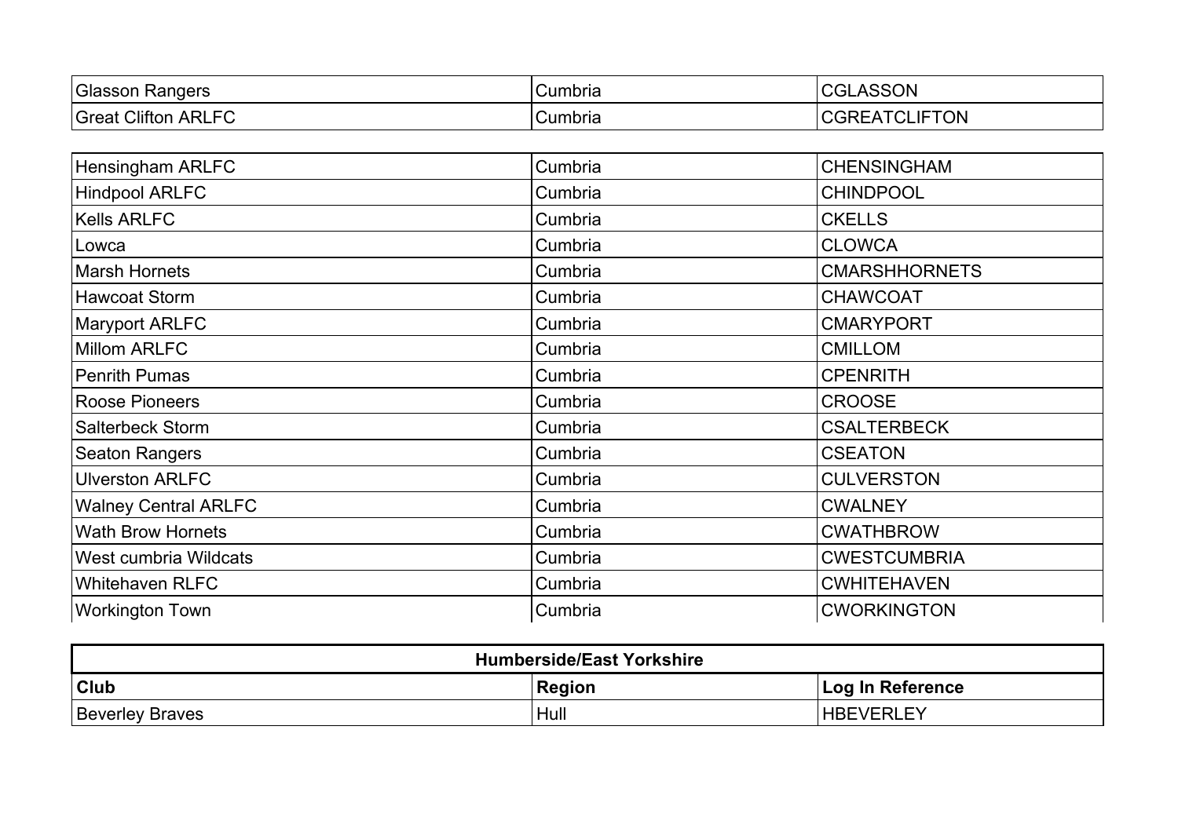| | | |
|---|---|---|
| Glasson Rangers | Cumbria | CGLASSON |
| Great Clifton ARLFC | Cumbria | CGREATCLIFTON |
| Hensingham ARLFC | Cumbria | CHENSINGHAM |
| Hindpool ARLFC | Cumbria | CHINDPOOL |
| Kells ARLFC | Cumbria | CKELLS |
| Lowca | Cumbria | CLOWCA |
| Marsh Hornets | Cumbria | CMARSHHORNETS |
| Hawcoat Storm | Cumbria | CHAWCOAT |
| Maryport ARLFC | Cumbria | CMARYPORT |
| Millom ARLFC | Cumbria | CMILLOM |
| Penrith Pumas | Cumbria | CPENRITH |
| Roose Pioneers | Cumbria | CROOSE |
| Salterbeck Storm | Cumbria | CSALTERBECK |
| Seaton Rangers | Cumbria | CSEATON |
| Ulverston ARLFC | Cumbria | CULVERSTON |
| Walney Central ARLFC | Cumbria | CWALNEY |
| Wath Brow Hornets | Cumbria | CWATHBROW |
| West cumbria Wildcats | Cumbria | CWESTCUMBRIA |
| Whitehaven RLFC | Cumbria | CWHITEHAVEN |
| Workington Town | Cumbria | CWORKINGTON |

| **Humberside/East Yorkshire** | | |
|---|---|---|
| **Club** | **Region** | **Log In Reference** |
| Beverley Braves | Hull | HBEVERLEY |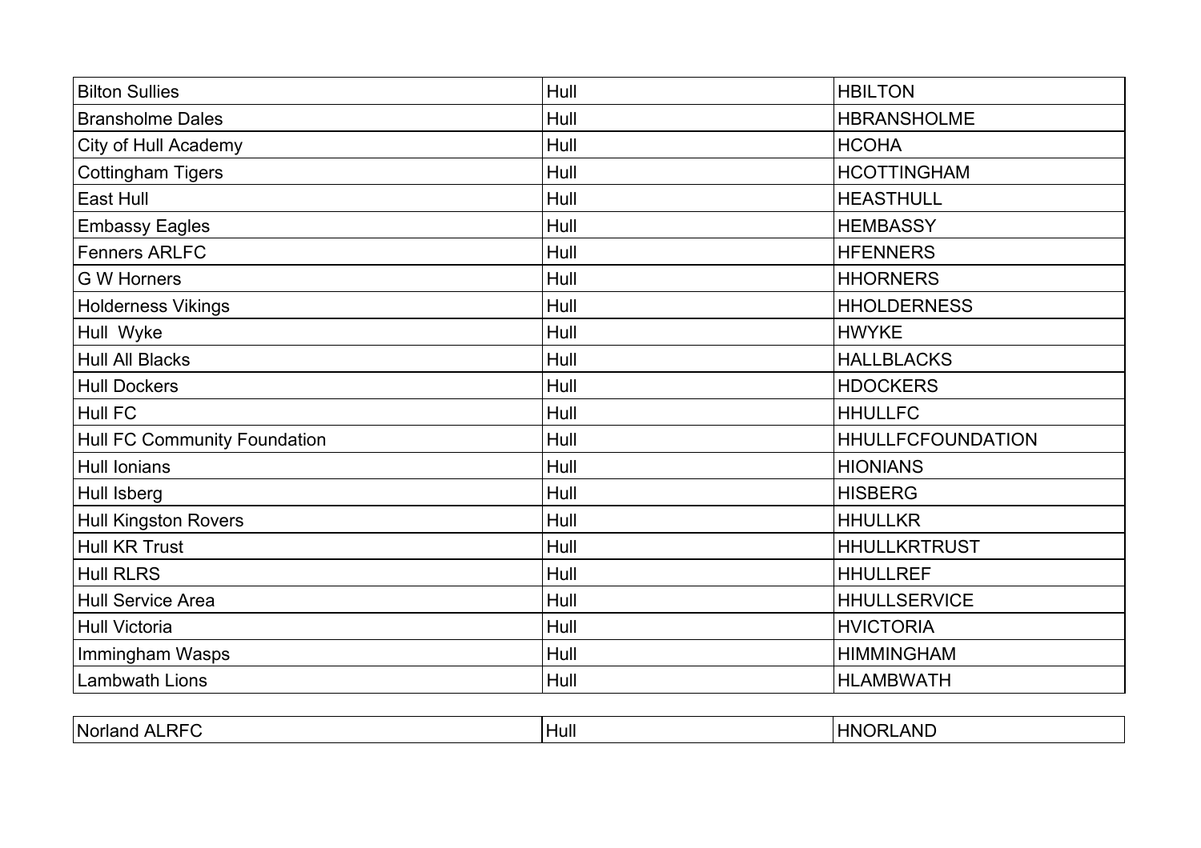| Bilton Sullies | Hull | HBILTON |
|---|---|---|
| Bransholme Dales | Hull | HBRANSHOLME |
| City of Hull Academy | Hull | HCOHA |
| Cottingham Tigers | Hull | HCOTTINGHAM |
| East Hull | Hull | HEASTHULL |
| Embassy Eagles | Hull | HEMBASSY |
| Fenners ARLFC | Hull | HFENNERS |
| G W Horners | Hull | HHORNERS |
| Holderness Vikings | Hull | HHOLDERNESS |
| Hull  Wyke | Hull | HWYKE |
| Hull All Blacks | Hull | HALLBLACKS |
| Hull Dockers | Hull | HDOCKERS |
| Hull FC | Hull | HHULLFC |
| Hull FC Community Foundation | Hull | HHULLFCFOUNDATION |
| Hull Ionians | Hull | HIONIANS |
| Hull Isberg | Hull | HISBERG |
| Hull Kingston Rovers | Hull | HHULLKR |
| Hull KR Trust | Hull | HHULLKRTRUST |
| Hull RLRS | Hull | HHULLREF |
| Hull Service Area | Hull | HHULLSERVICE |
| Hull Victoria | Hull | HVICTORIA |
| Immingham Wasps | Hull | HIMMINGHAM |
| Lambwath Lions | Hull | HLAMBWATH |
| Norland ALRFC | Hull | HNORLAND |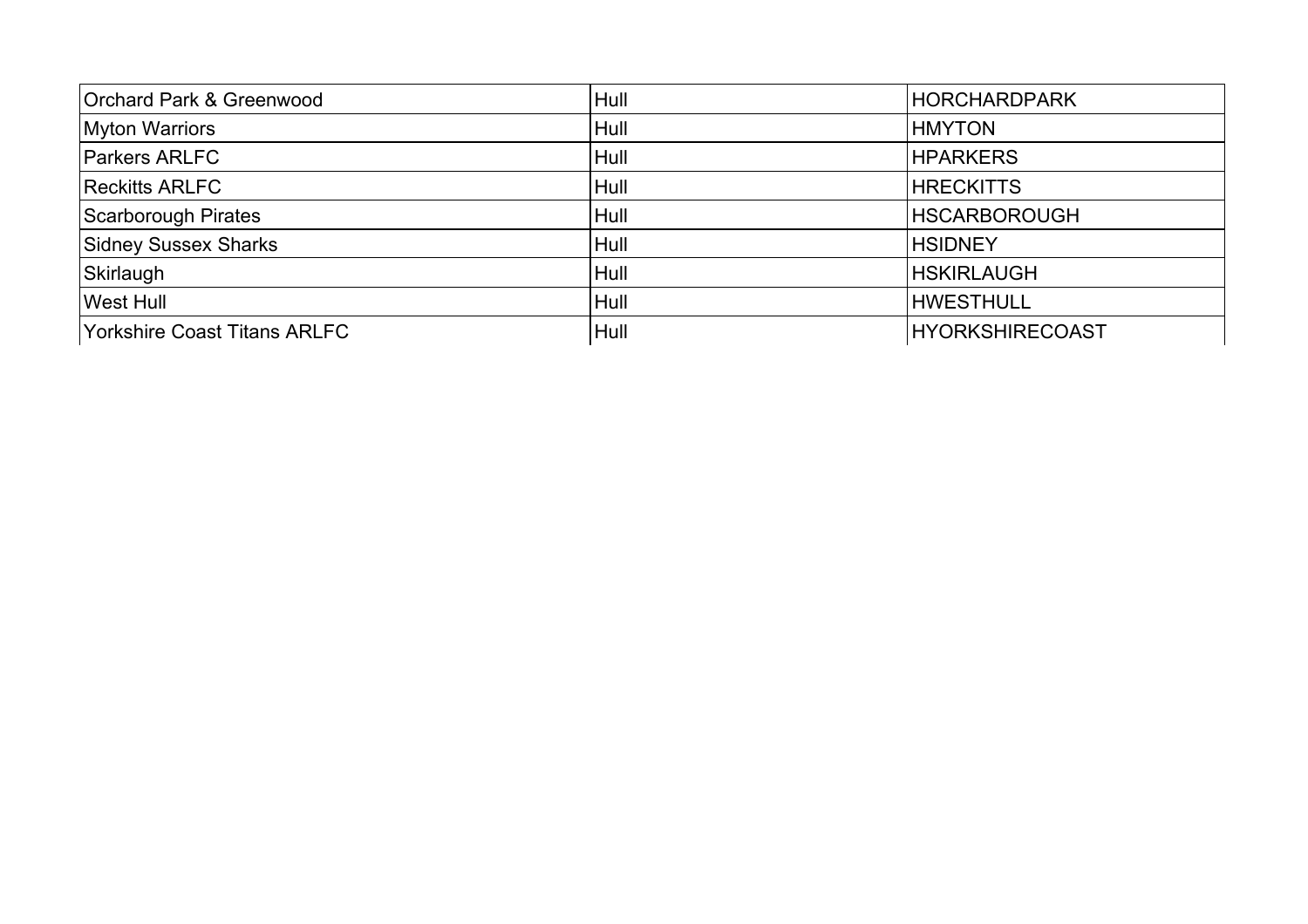| | | |
|---|---|---|
| Orchard Park & Greenwood | Hull | HORCHARDPARK |
| Myton Warriors | Hull | HMYTON |
| Parkers ARLFC | Hull | HPARKERS |
| Reckitts ARLFC | Hull | HRECKITTS |
| Scarborough Pirates | Hull | HSCARBOROUGH |
| Sidney Sussex Sharks | Hull | HSIDNEY |
| Skirlaugh | Hull | HSKIRLAUGH |
| West Hull | Hull | HWESTHULL |
| Yorkshire Coast Titans ARLFC | Hull | HYORKSHIRECOAST |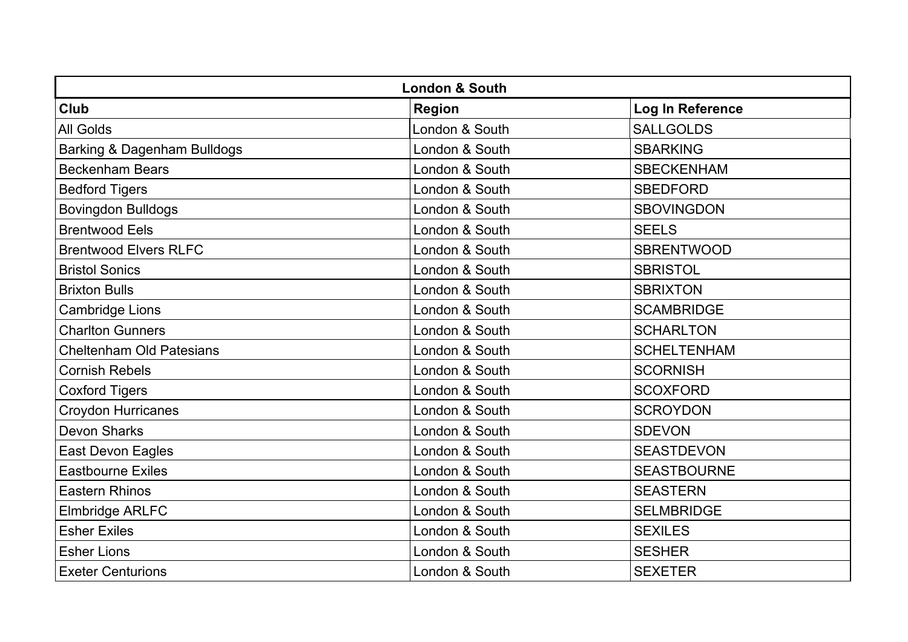| London & South | | |
|---|---|---|
| **Club** | **Region** | **Log In Reference** |
| All Golds | London & South | SALLGOLDS |
| Barking & Dagenham Bulldogs | London & South | SBARKING |
| Beckenham Bears | London & South | SBECKENHAM |
| Bedford Tigers | London & South | SBEDFORD |
| Bovingdon Bulldogs | London & South | SBOVINGDON |
| Brentwood Eels | London & South | SEELS |
| Brentwood Elvers RLFC | London & South | SBRENTWOOD |
| Bristol Sonics | London & South | SBRISTOL |
| Brixton Bulls | London & South | SBRIXTON |
| Cambridge Lions | London & South | SCAMBRIDGE |
| Charlton Gunners | London & South | SCHARLTON |
| Cheltenham Old Patesians | London & South | SCHELTENHAM |
| Cornish Rebels | London & South | SCORNISH |
| Coxford Tigers | London & South | SCOXFORD |
| Croydon Hurricanes | London & South | SCROYDON |
| Devon Sharks | London & South | SDEVON |
| East Devon Eagles | London & South | SEASTDEVON |
| Eastbourne Exiles | London & South | SEASTBOURNE |
| Eastern Rhinos | London & South | SEASTERN |
| Elmbridge ARLFC | London & South | SELMBRIDGE |
| Esher Exiles | London & South | SEXILES |
| Esher Lions | London & South | SESHER |
| Exeter Centurions | London & South | SEXETER |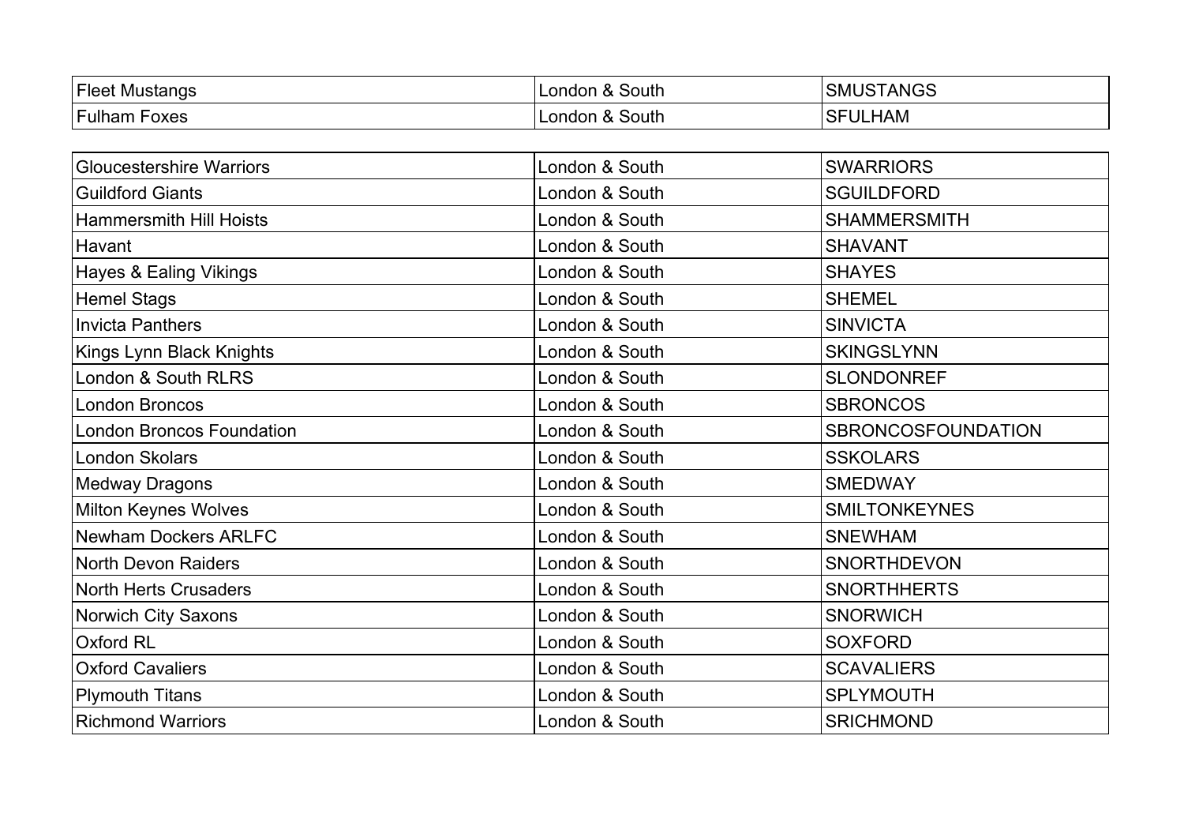| Fleet Mustangs | London & South | SMUSTANGS |
|---|---|---|
| Fulham Foxes | London & South | SFULHAM |
| Gloucestershire Warriors | London & South | SWARRIORS |
| Guildford Giants | London & South | SGUILDFORD |
| Hammersmith Hill Hoists | London & South | SHAMMERSMITH |
| Havant | London & South | SHAVANT |
| Hayes & Ealing Vikings | London & South | SHAYES |
| Hemel Stags | London & South | SHEMEL |
| Invicta Panthers | London & South | SINVICTA |
| Kings Lynn Black Knights | London & South | SKINGSLYNN |
| London & South RLRS | London & South | SLONDONREF |
| London Broncos | London & South | SBRONCOS |
| London Broncos Foundation | London & South | SBRONCOSFOUNDATION |
| London Skolars | London & South | SSKOLARS |
| Medway Dragons | London & South | SMEDWAY |
| Milton Keynes Wolves | London & South | SMILTONKEYNES |
| Newham Dockers ARLFC | London & South | SNEWHAM |
| North Devon Raiders | London & South | SNORTHDEVON |
| North Herts Crusaders | London & South | SNORTHHERTS |
| Norwich City Saxons | London & South | SNORWICH |
| Oxford RL | London & South | SOXFORD |
| Oxford Cavaliers | London & South | SCAVALIERS |
| Plymouth Titans | London & South | SPLYMOUTH |
| Richmond Warriors | London & South | SRICHMOND |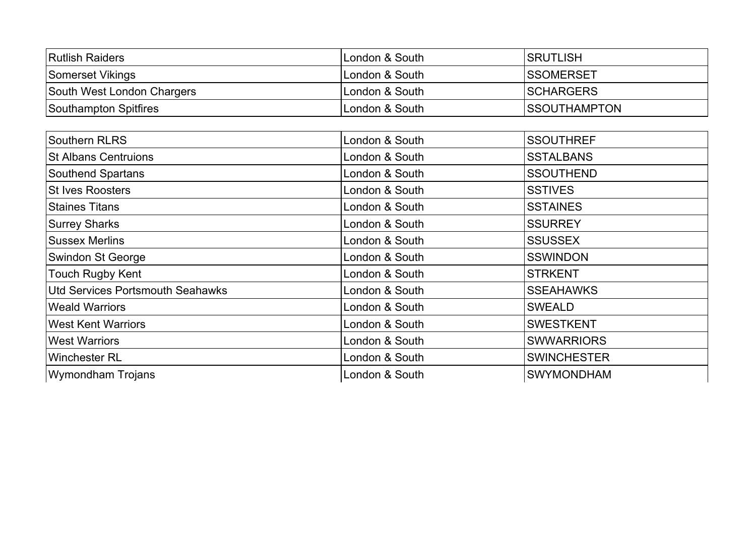| Rutlish Raiders | London & South | SRUTLISH |
|---|---|---|
| Somerset Vikings | London & South | SSOMERSET |
| South West London Chargers | London & South | SCHARGERS |
| Southampton Spitfires | London & South | SSOUTHAMPTON |
| Southern RLRS | London & South | SSOUTHREF |
| St Albans Centruions | London & South | SSTALBANS |
| Southend Spartans | London & South | SSOUTHEND |
| St Ives Roosters | London & South | SSTIVES |
| Staines Titans | London & South | SSTAINES |
| Surrey Sharks | London & South | SSURREY |
| Sussex Merlins | London & South | SSUSSEX |
| Swindon St George | London & South | SSWINDON |
| Touch Rugby Kent | London & South | STRKENT |
| Utd Services Portsmouth Seahawks | London & South | SSEAHAWKS |
| Weald Warriors | London & South | SWEALD |
| West Kent Warriors | London & South | SWESTKENT |
| West Warriors | London & South | SWWARRIORS |
| Winchester RL | London & South | SWINCHESTER |
| Wymondham Trojans | London & South | SWYMONDHAM |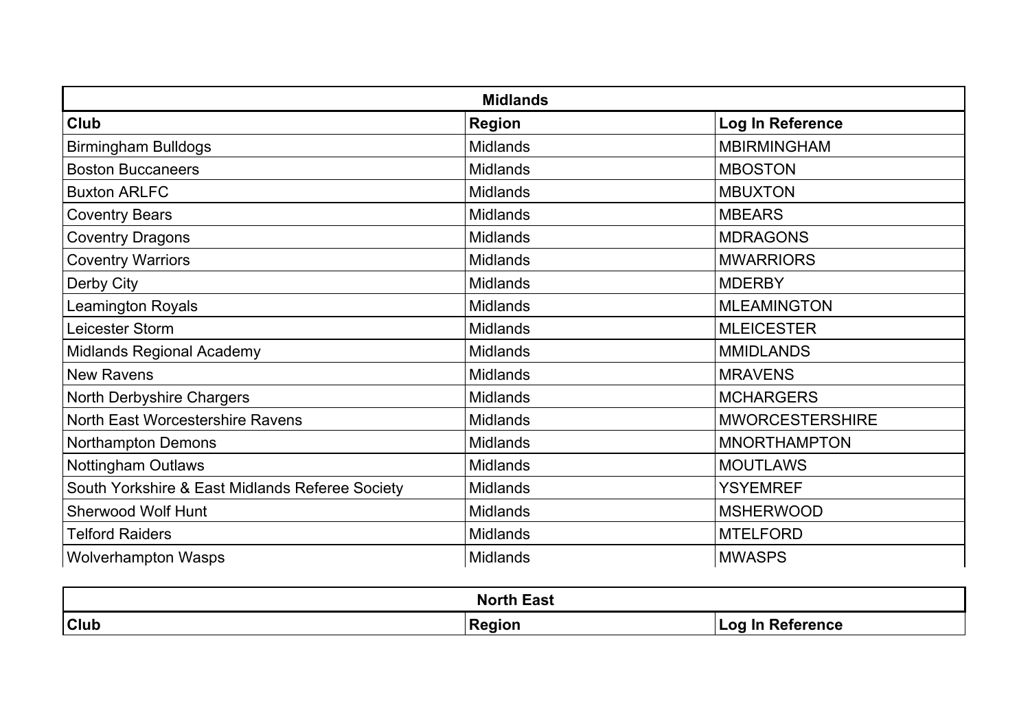| Midlands | | |
|---|---|---|
| **Club** | **Region** | **Log In Reference** |
| Birmingham Bulldogs | Midlands | MBIRMINGHAM |
| Boston Buccaneers | Midlands | MBOSTON |
| Buxton ARLFC | Midlands | MBUXTON |
| Coventry Bears | Midlands | MBEARS |
| Coventry Dragons | Midlands | MDRAGONS |
| Coventry Warriors | Midlands | MWARRIORS |
| Derby City | Midlands | MDERBY |
| Leamington Royals | Midlands | MLEAMINGTON |
| Leicester Storm | Midlands | MLEICESTER |
| Midlands Regional Academy | Midlands | MMIDLANDS |
| New Ravens | Midlands | MRAVENS |
| North Derbyshire Chargers | Midlands | MCHARGERS |
| North East Worcestershire Ravens | Midlands | MWORCESTERSHIRE |
| Northampton Demons | Midlands | MNORTHAMPTON |
| Nottingham Outlaws | Midlands | MOUTLAWS |
| South Yorkshire & East Midlands Referee Society | Midlands | YSYEMREF |
| Sherwood Wolf Hunt | Midlands | MSHERWOOD |
| Telford Raiders | Midlands | MTELFORD |
| Wolverhampton Wasps | Midlands | MWASPS |

| North East | | |
|---|---|---|
| **Club** | **Region** | **Log In Reference** |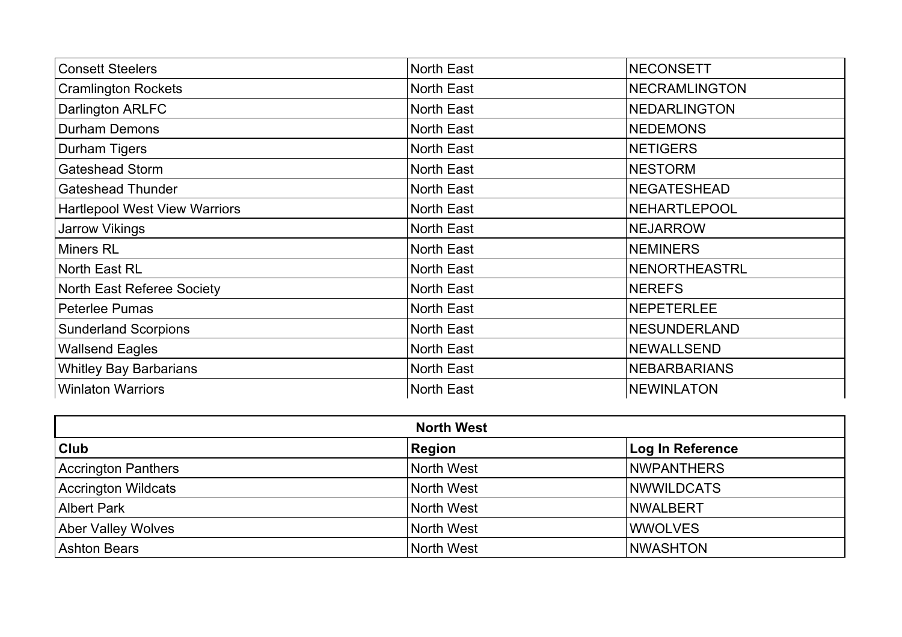| Consett Steelers | North East | NECONSETT |
|---|---|---|
| Cramlington Rockets | North East | NECRAMLINGTON |
| Darlington ARLFC | North East | NEDARLINGTON |
| Durham Demons | North East | NEDEMONS |
| Durham Tigers | North East | NETIGERS |
| Gateshead Storm | North East | NESTORM |
| Gateshead Thunder | North East | NEGATESHEAD |
| Hartlepool West View Warriors | North East | NEHARTLEPOOL |
| Jarrow Vikings | North East | NEJARROW |
| Miners RL | North East | NEMINERS |
| North East RL | North East | NENORTHEASTRL |
| North East Referee Society | North East | NEREFS |
| Peterlee Pumas | North East | NEPETERLEE |
| Sunderland Scorpions | North East | NESUNDERLAND |
| Wallsend Eagles | North East | NEWALLSEND |
| Whitley Bay Barbarians | North East | NEBARBARIANS |
| Winlaton Warriors | North East | NEWINLATON |

| North West | | |
|---|---|---|
| **Club** | **Region** | **Log In Reference** |
| Accrington Panthers | North West | NWPANTHERS |
| Accrington Wildcats | North West | NWWILDCATS |
| Albert Park | North West | NWALBERT |
| Aber Valley Wolves | North West | WWOLVES |
| Ashton Bears | North West | NWASHTON |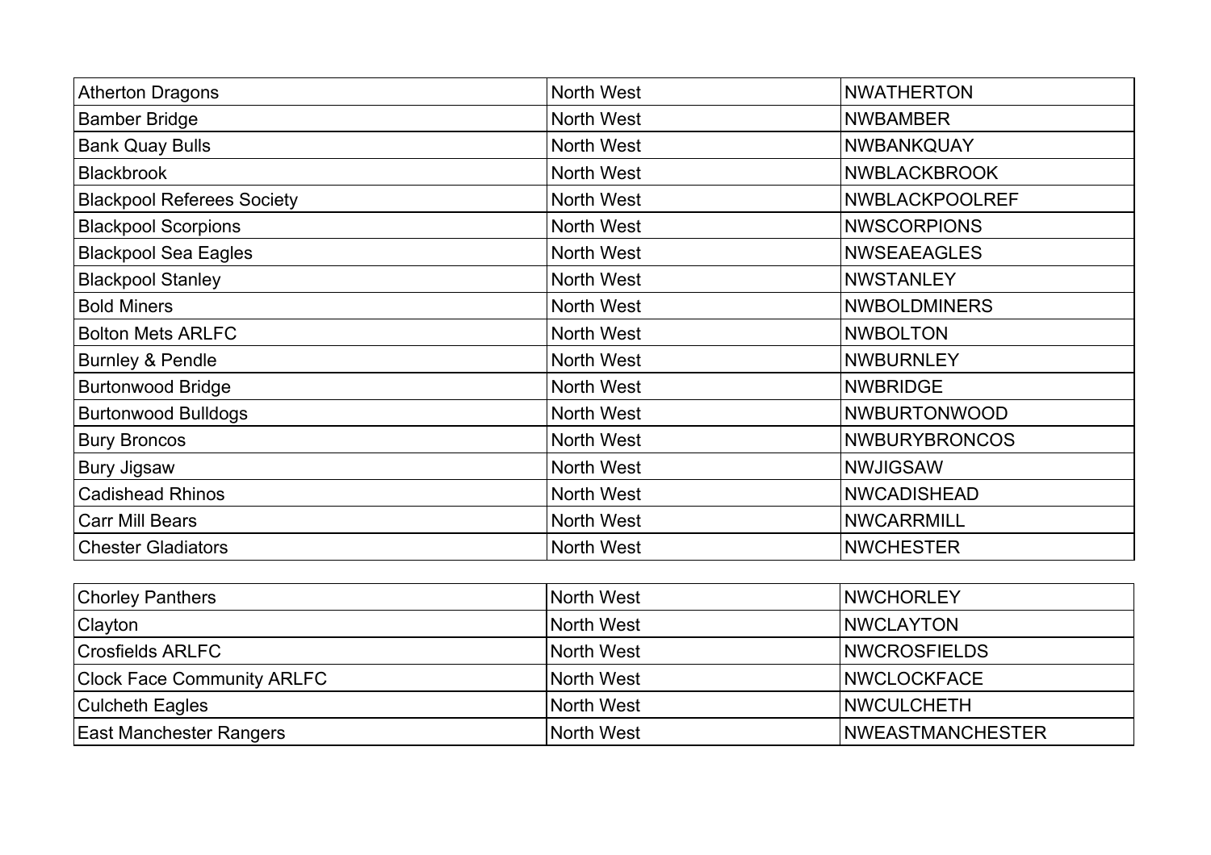| Atherton Dragons | North West | NWATHERTON |
| --- | --- | --- |
| Bamber Bridge | North West | NWBAMBER |
| Bank Quay Bulls | North West | NWBANKQUAY |
| Blackbrook | North West | NWBLACKBROOK |
| Blackpool Referees Society | North West | NWBLACKPOOLREF |
| Blackpool Scorpions | North West | NWSCORPIONS |
| Blackpool Sea Eagles | North West | NWSEAEAGLES |
| Blackpool Stanley | North West | NWSTANLEY |
| Bold Miners | North West | NWBOLDMINERS |
| Bolton Mets ARLFC | North West | NWBOLTON |
| Burnley & Pendle | North West | NWBURNLEY |
| Burtonwood Bridge | North West | NWBRIDGE |
| Burtonwood Bulldogs | North West | NWBURTONWOOD |
| Bury Broncos | North West | NWBURYBRONCOS |
| Bury Jigsaw | North West | NWJIGSAW |
| Cadishead Rhinos | North West | NWCADISHEAD |
| Carr Mill Bears | North West | NWCARRMILL |
| Chester Gladiators | North West | NWCHESTER |
| Chorley Panthers | North West | NWCHORLEY |
| Clayton | North West | NWCLAYTON |
| Crosfields ARLFC | North West | NWCROSFIELDS |
| Clock Face Community ARLFC | North West | NWCLOCKFACE |
| Culcheth Eagles | North West | NWCULCHETH |
| East Manchester Rangers | North West | NWEASTMANCHESTER |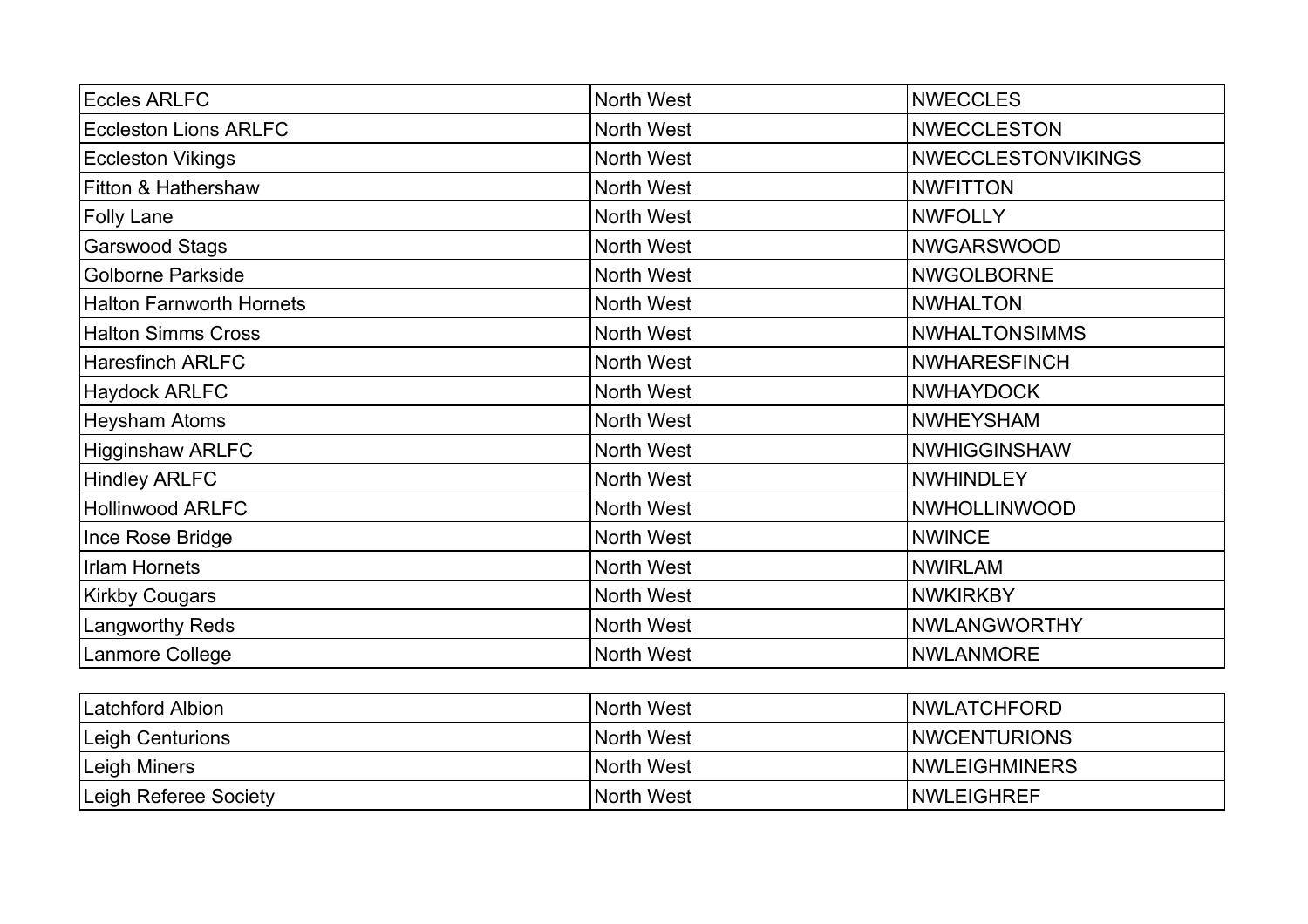| Eccles ARLFC | North West | NWECCLES |
|---|---|---|
| Eccleston Lions ARLFC | North West | NWECCLESTON |
| Eccleston Vikings | North West | NWECCLESTONVIKINGS |
| Fitton & Hathershaw | North West | NWFITTON |
| Folly Lane | North West | NWFOLLY |
| Garswood Stags | North West | NWGARSWOOD |
| Golborne Parkside | North West | NWGOLBORNE |
| Halton Farnworth Hornets | North West | NWHALTON |
| Halton Simms Cross | North West | NWHALTONSIMMS |
| Haresfinch ARLFC | North West | NWHARESFINCH |
| Haydock ARLFC | North West | NWHAYDOCK |
| Heysham Atoms | North West | NWHEYSHAM |
| Higginshaw ARLFC | North West | NWHIGGINSHAW |
| Hindley ARLFC | North West | NWHINDLEY |
| Hollinwood ARLFC | North West | NWHOLLINWOOD |
| Ince Rose Bridge | North West | NWINCE |
| Irlam Hornets | North West | NWIRLAM |
| Kirkby Cougars | North West | NWKIRKBY |
| Langworthy Reds | North West | NWLANGWORTHY |
| Lanmore College | North West | NWLANMORE |
| Latchford Albion | North West | NWLATCHFORD |
| Leigh Centurions | North West | NWCENTURIONS |
| Leigh Miners | North West | NWLEIGHMINERS |
| Leigh Referee Society | North West | NWLEIGHREF |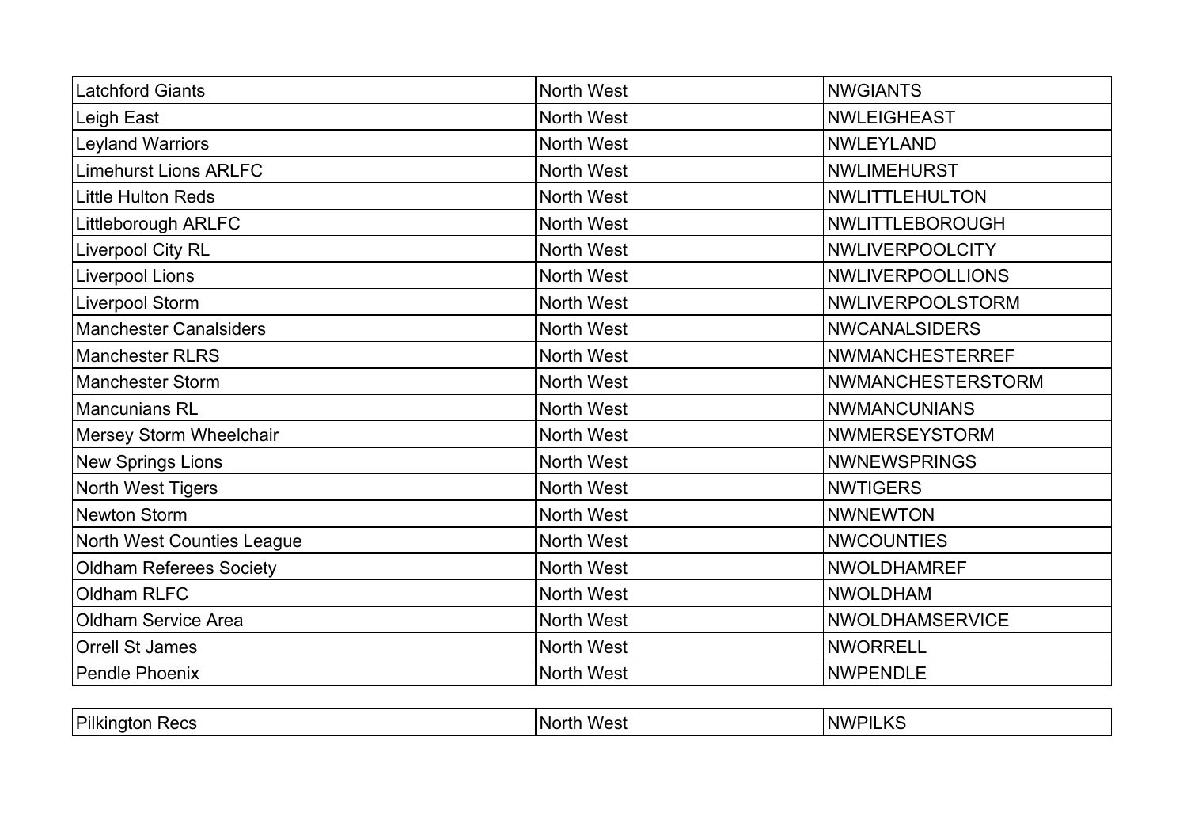| Latchford Giants | North West | NWGIANTS |
|---|---|---|
| Leigh East | North West | NWLEIGHEAST |
| Leyland Warriors | North West | NWLEYLAND |
| Limehurst Lions ARLFC | North West | NWLIMEHURST |
| Little Hulton Reds | North West | NWLITTLEHULTON |
| Littleborough ARLFC | North West | NWLITTLEBOROUGH |
| Liverpool City RL | North West | NWLIVERPOOLCITY |
| Liverpool Lions | North West | NWLIVERPOOLLIONS |
| Liverpool Storm | North West | NWLIVERPOOLSTORM |
| Manchester Canalsiders | North West | NWCANALSIDERS |
| Manchester RLRS | North West | NWMANCHESTERREF |
| Manchester Storm | North West | NWMANCHESTERSTORM |
| Mancunians RL | North West | NWMANCUNIANS |
| Mersey Storm Wheelchair | North West | NWMERSEYSTORM |
| New Springs Lions | North West | NWNEWSPRINGS |
| North West Tigers | North West | NWTIGERS |
| Newton Storm | North West | NWNEWTON |
| North West Counties League | North West | NWCOUNTIES |
| Oldham Referees Society | North West | NWOLDHAMREF |
| Oldham RLFC | North West | NWOLDHAM |
| Oldham Service Area | North West | NWOLDHAMSERVICE |
| Orrell St James | North West | NWORRELL |
| Pendle Phoenix | North West | NWPENDLE |
| Pilkington Recs | North West | NWPILKS |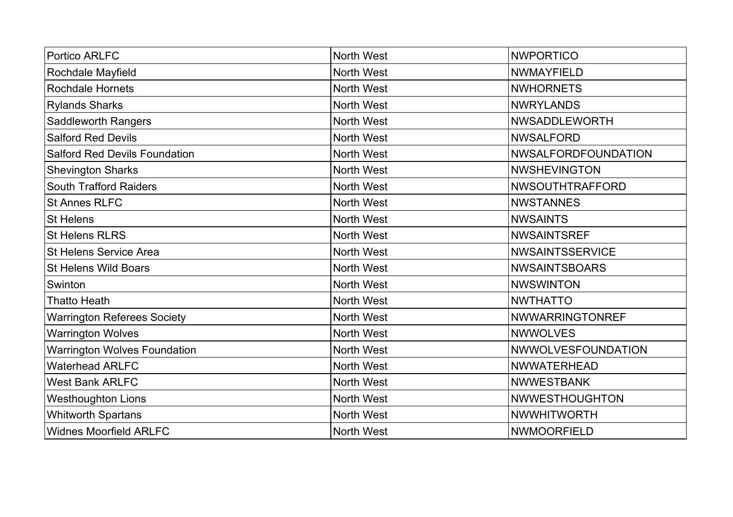| Portico ARLFC | North West | NWPORTICO |
|---|---|---|
| Rochdale Mayfield | North West | NWMAYFIELD |
| Rochdale Hornets | North West | NWHORNETS |
| Rylands Sharks | North West | NWRYLANDS |
| Saddleworth Rangers | North West | NWSADDLEWORTH |
| Salford Red Devils | North West | NWSALFORD |
| Salford Red Devils Foundation | North West | NWSALFORDFOUNDATION |
| Shevington Sharks | North West | NWSHEVINGTON |
| South Trafford Raiders | North West | NWSOUTHTRAFFORD |
| St Annes RLFC | North West | NWSTANNES |
| St Helens | North West | NWSAINTS |
| St Helens RLRS | North West | NWSAINTSREF |
| St Helens Service Area | North West | NWSAINTSSERVICE |
| St Helens Wild Boars | North West | NWSAINTSBOARS |
| Swinton | North West | NWSWINTON |
| Thatto Heath | North West | NWTHATTO |
| Warrington Referees Society | North West | NWWARRINGTONREF |
| Warrington Wolves | North West | NWWOLVES |
| Warrington Wolves Foundation | North West | NWWOLVESFOUNDATION |
| Waterhead ARLFC | North West | NWWATERHEAD |
| West Bank ARLFC | North West | NWWESTBANK |
| Westhoughton Lions | North West | NWWESTHOUGHTON |
| Whitworth Spartans | North West | NWWHITWORTH |
| Widnes Moorfield ARLFC | North West | NWMOORFIELD |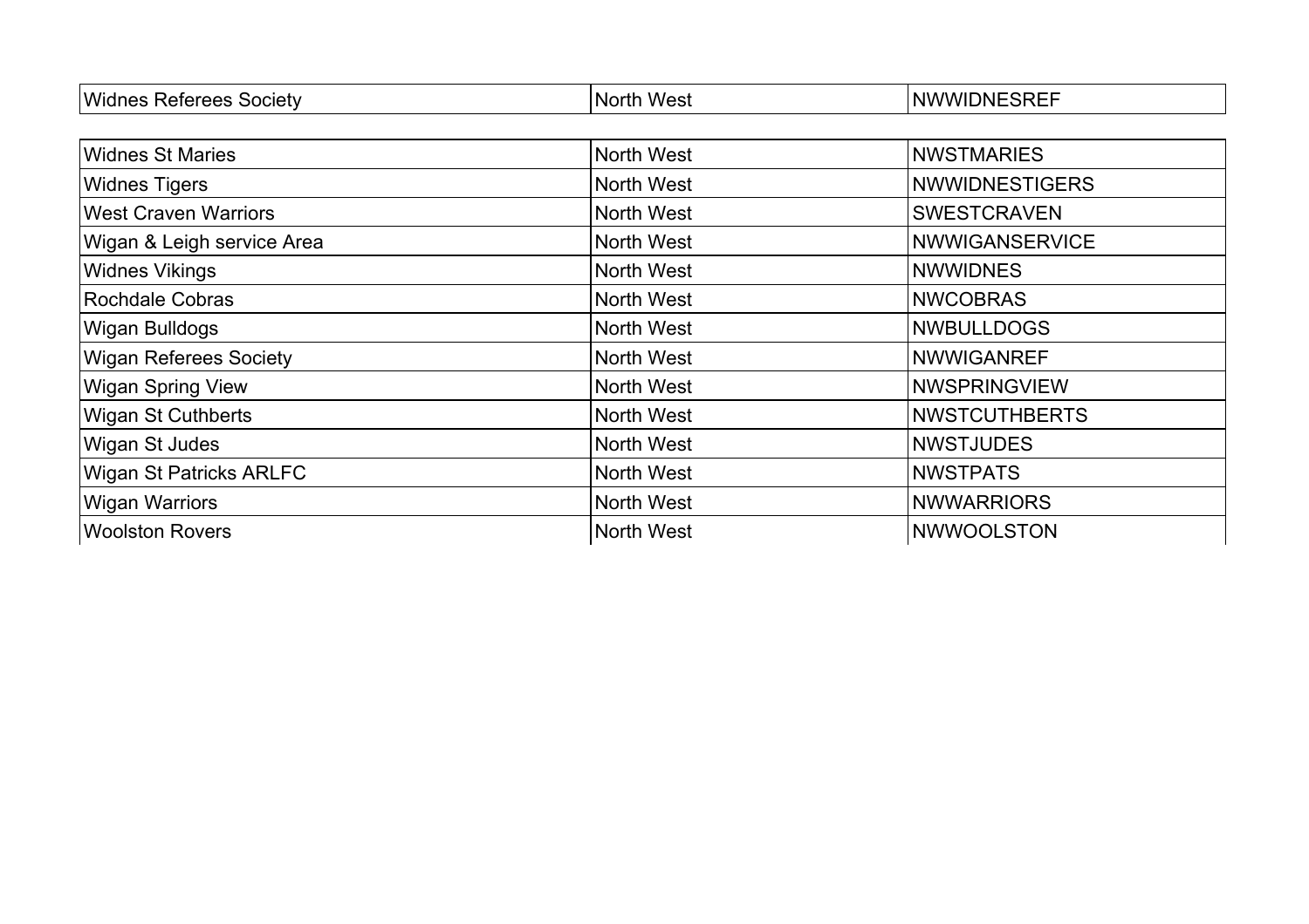| | | |
|---|---|---|
| Widnes Referees Society | North West | NWWIDNESREF |
| Widnes St Maries | North West | NWSTMARIES |
| Widnes Tigers | North West | NWWIDNESTIGERS |
| West Craven Warriors | North West | SWESTCRAVEN |
| Wigan & Leigh service Area | North West | NWWIGANSERVICE |
| Widnes Vikings | North West | NWWIDNES |
| Rochdale Cobras | North West | NWCOBRAS |
| Wigan Bulldogs | North West | NWBULLDOGS |
| Wigan Referees Society | North West | NWWIGANREF |
| Wigan Spring View | North West | NWSPRINGVIEW |
| Wigan St Cuthberts | North West | NWSTCUTHBERTS |
| Wigan St Judes | North West | NWSTJUDES |
| Wigan St Patricks ARLFC | North West | NWSTPATS |
| Wigan Warriors | North West | NWWARRIORS |
| Woolston Rovers | North West | NWWOOLSTON |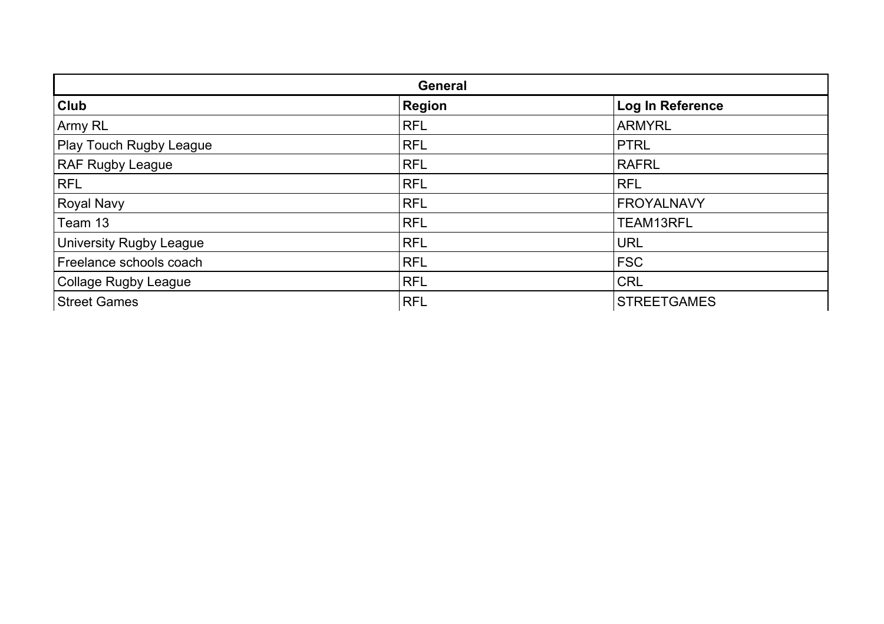| General | | |
|---|---|---|
| **Club** | **Region** | **Log In Reference** |
| Army RL | RFL | ARMYRL |
| Play Touch Rugby League | RFL | PTRL |
| RAF Rugby League | RFL | RAFRL |
| RFL | RFL | RFL |
| Royal Navy | RFL | FROYALNAVY |
| Team 13 | RFL | TEAM13RFL |
| University Rugby League | RFL | URL |
| Freelance schools coach | RFL | FSC |
| Collage Rugby League | RFL | CRL |
| Street Games | RFL | STREETGAMES |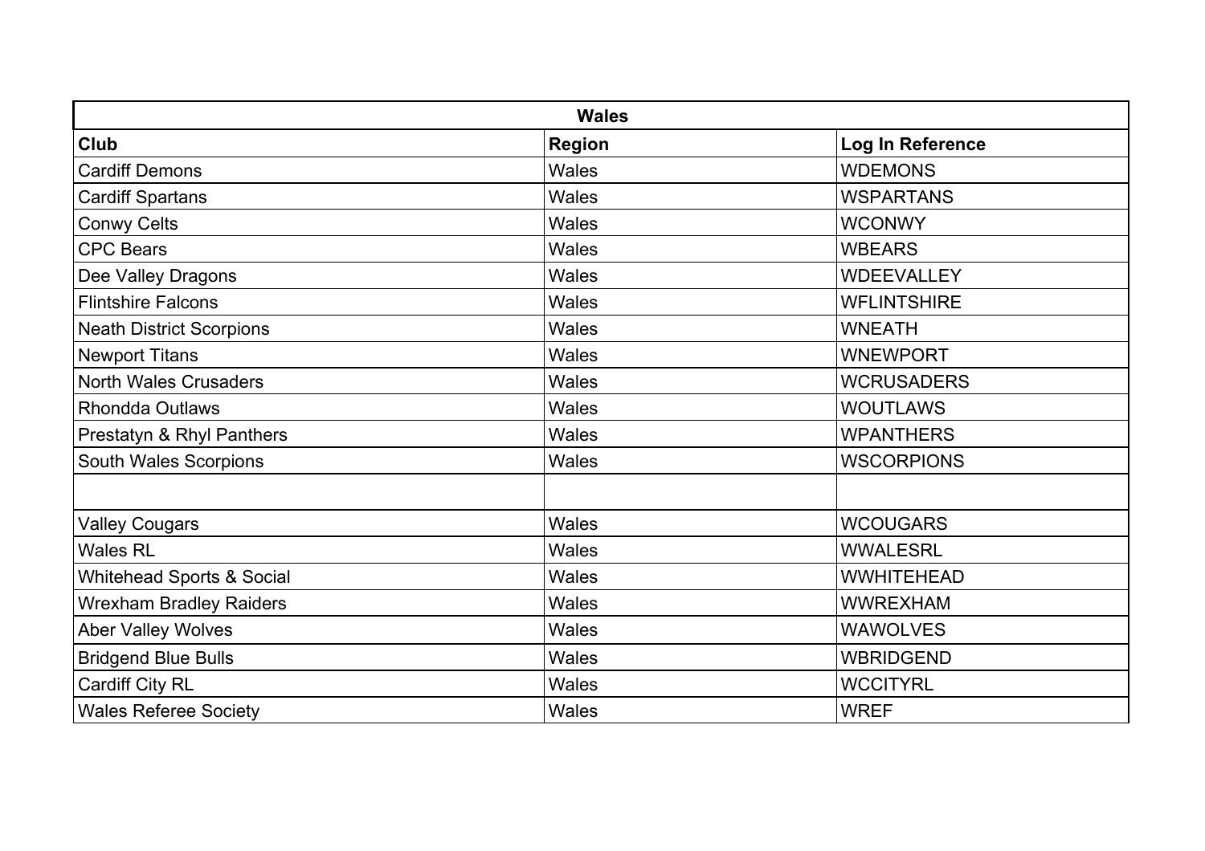| Wales | | |
|---|---|---|
| **Club** | **Region** | **Log In Reference** |
| Cardiff Demons | Wales | WDEMONS |
| Cardiff Spartans | Wales | WSPARTANS |
| Conwy Celts | Wales | WCONWY |
| CPC Bears | Wales | WBEARS |
| Dee Valley Dragons | Wales | WDEEVALLEY |
| Flintshire Falcons | Wales | WFLINTSHIRE |
| Neath District Scorpions | Wales | WNEATH |
| Newport Titans | Wales | WNEWPORT |
| North Wales Crusaders | Wales | WCRUSADERS |
| Rhondda Outlaws | Wales | WOUTLAWS |
| Prestatyn & Rhyl Panthers | Wales | WPANTHERS |
| South Wales Scorpions | Wales | WSCORPIONS |
| | | |
| Valley Cougars | Wales | WCOUGARS |
| Wales RL | Wales | WWALESRL |
| Whitehead Sports & Social | Wales | WWHITEHEAD |
| Wrexham Bradley Raiders | Wales | WWREXHAM |
| Aber Valley Wolves | Wales | WAWOLVES |
| Bridgend Blue Bulls | Wales | WBRIDGEND |
| Cardiff City RL | Wales | WCCITYRL |
| Wales Referee Society | Wales | WREF |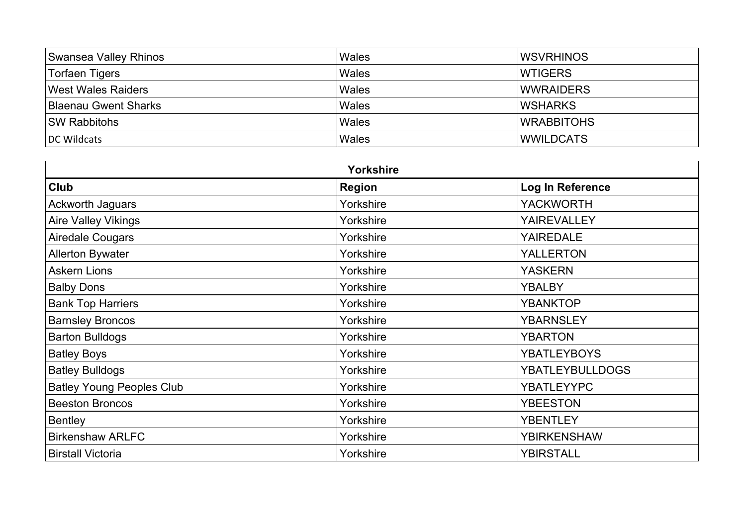| Swansea Valley Rhinos | Wales | WSVRHINOS |
|---|---|---|
| Torfaen Tigers | Wales | WTIGERS |
| West Wales Raiders | Wales | WWRAIDERS |
| Blaenau Gwent Sharks | Wales | WSHARKS |
| SW Rabbitohs | Wales | WRABBITOHS |
| DC Wildcats | Wales | WWILDCATS |

| Yorkshire | | |
|---|---|---|
| **Club** | **Region** | **Log In Reference** |
| Ackworth Jaguars | Yorkshire | YACKWORTH |
| Aire Valley Vikings | Yorkshire | YAIREVALLEY |
| Airedale Cougars | Yorkshire | YAIREDALE |
| Allerton Bywater | Yorkshire | YALLERTON |
| Askern Lions | Yorkshire | YASKERN |
| Balby Dons | Yorkshire | YBALBY |
| Bank Top Harriers | Yorkshire | YBANKTOP |
| Barnsley Broncos | Yorkshire | YBARNSLEY |
| Barton Bulldogs | Yorkshire | YBARTON |
| Batley Boys | Yorkshire | YBATLEYBOYS |
| Batley Bulldogs | Yorkshire | YBATLEYBULLDOGS |
| Batley Young Peoples Club | Yorkshire | YBATLEYYPC |
| Beeston Broncos | Yorkshire | YBEESTON |
| Bentley | Yorkshire | YBENTLEY |
| Birkenshaw ARLFC | Yorkshire | YBIRKENSHAW |
| Birstall Victoria | Yorkshire | YBIRSTALL |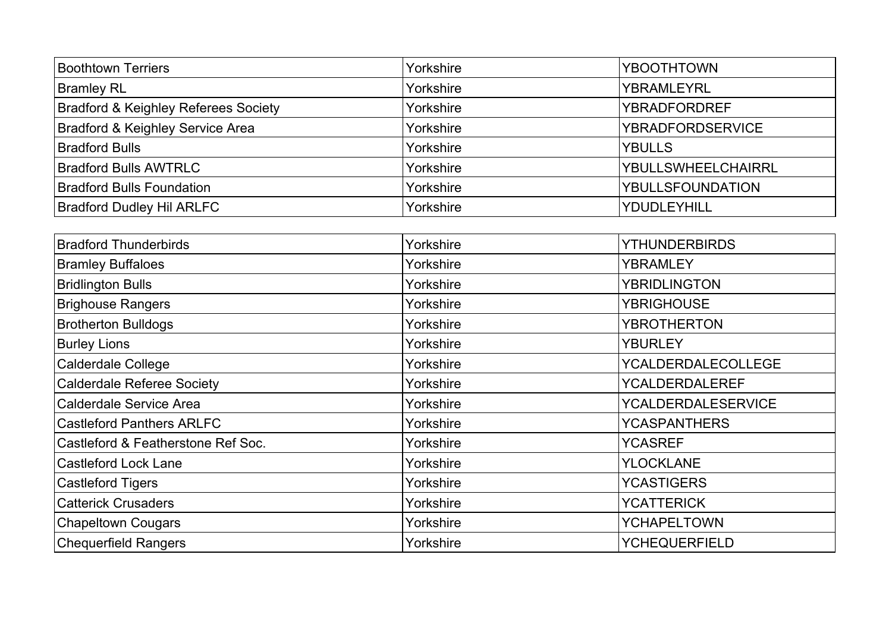| Boothtown Terriers | Yorkshire | YBOOTHTOWN |
|---|---|---|
| Bramley RL | Yorkshire | YBRAMLEYRL |
| Bradford & Keighley Referees Society | Yorkshire | YBRADFORDREF |
| Bradford & Keighley Service Area | Yorkshire | YBRADFORDSERVICE |
| Bradford Bulls | Yorkshire | YBULLS |
| Bradford Bulls AWTRLC | Yorkshire | YBULLSWHEELCHAIRRL |
| Bradford Bulls Foundation | Yorkshire | YBULLSFOUNDATION |
| Bradford Dudley Hil ARLFC | Yorkshire | YDUDLEYHILL |
| Bradford Thunderbirds | Yorkshire | YTHUNDERBIRDS |
| Bramley Buffaloes | Yorkshire | YBRAMLEY |
| Bridlington Bulls | Yorkshire | YBRIDLINGTON |
| Brighouse Rangers | Yorkshire | YBRIGHOUSE |
| Brotherton Bulldogs | Yorkshire | YBROTHERTON |
| Burley Lions | Yorkshire | YBURLEY |
| Calderdale College | Yorkshire | YCALDERDALECOLLEGE |
| Calderdale Referee Society | Yorkshire | YCALDERDALEREF |
| Calderdale Service Area | Yorkshire | YCALDERDALESERVICE |
| Castleford Panthers ARLFC | Yorkshire | YCASPANTHERS |
| Castleford & Featherstone Ref Soc. | Yorkshire | YCASREF |
| Castleford Lock Lane | Yorkshire | YLOCKLANE |
| Castleford Tigers | Yorkshire | YCASTIGERS |
| Catterick Crusaders | Yorkshire | YCATTERICK |
| Chapeltown Cougars | Yorkshire | YCHAPELTOWN |
| Chequerfield Rangers | Yorkshire | YCHEQUERFIELD |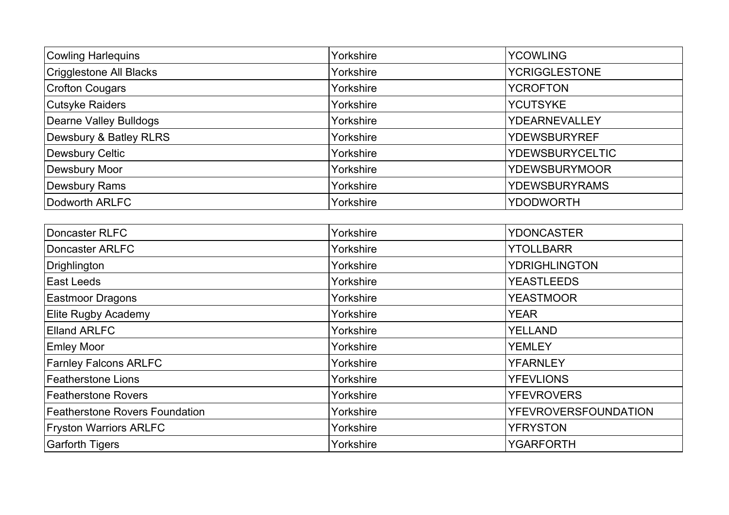| Cowling Harlequins | Yorkshire | YCOWLING |
|---|---|---|
| Crigglestone All Blacks | Yorkshire | YCRIGGLESTONE |
| Crofton Cougars | Yorkshire | YCROFTON |
| Cutsyke Raiders | Yorkshire | YCUTSYKE |
| Dearne Valley Bulldogs | Yorkshire | YDEARNEVALLEY |
| Dewsbury & Batley RLRS | Yorkshire | YDEWSBURYREF |
| Dewsbury Celtic | Yorkshire | YDEWSBURYCELTIC |
| Dewsbury Moor | Yorkshire | YDEWSBURYMOOR |
| Dewsbury Rams | Yorkshire | YDEWSBURYRAMS |
| Dodworth ARLFC | Yorkshire | YDODWORTH |
| Doncaster RLFC | Yorkshire | YDONCASTER |
| Doncaster ARLFC | Yorkshire | YTOLLBARR |
| Drighlington | Yorkshire | YDRIGHLINGTON |
| East Leeds | Yorkshire | YEASTLEEDS |
| Eastmoor Dragons | Yorkshire | YEASTMOOR |
| Elite Rugby Academy | Yorkshire | YEAR |
| Elland ARLFC | Yorkshire | YELLAND |
| Emley Moor | Yorkshire | YEMLEY |
| Farnley Falcons ARLFC | Yorkshire | YFARNLEY |
| Featherstone Lions | Yorkshire | YFEVLIONS |
| Featherstone Rovers | Yorkshire | YFEVROVERS |
| Featherstone Rovers Foundation | Yorkshire | YFEVROVERSFOUNDATION |
| Fryston Warriors ARLFC | Yorkshire | YFRYSTON |
| Garforth Tigers | Yorkshire | YGARFORTH |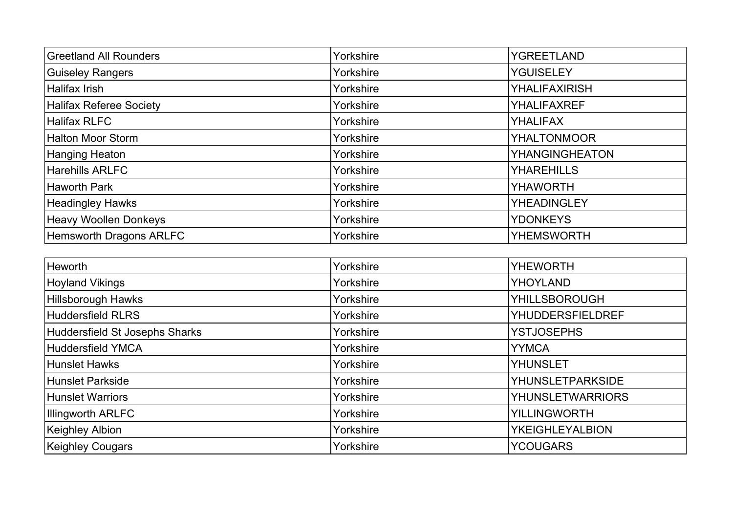| Greetland All Rounders | Yorkshire | YGREETLAND |
|---|---|---|
| Guiseley Rangers | Yorkshire | YGUISELEY |
| Halifax Irish | Yorkshire | YHALIFAXIRISH |
| Halifax Referee Society | Yorkshire | YHALIFAXREF |
| Halifax RLFC | Yorkshire | YHALIFAX |
| Halton Moor Storm | Yorkshire | YHALTONMOOR |
| Hanging Heaton | Yorkshire | YHANGINGHEATON |
| Harehills ARLFC | Yorkshire | YHAREHILLS |
| Haworth Park | Yorkshire | YHAWORTH |
| Headingley Hawks | Yorkshire | YHEADINGLEY |
| Heavy Woollen Donkeys | Yorkshire | YDONKEYS |
| Hemsworth Dragons ARLFC | Yorkshire | YHEMSWORTH |
| Heworth | Yorkshire | YHEWORTH |
| Hoyland Vikings | Yorkshire | YHOYLAND |
| Hillsborough Hawks | Yorkshire | YHILLSBOROUGH |
| Huddersfield RLRS | Yorkshire | YHUDDERSFIELDREF |
| Huddersfield St Josephs Sharks | Yorkshire | YSTJOSEPHS |
| Huddersfield YMCA | Yorkshire | YYMCA |
| Hunslet Hawks | Yorkshire | YHUNSLET |
| Hunslet Parkside | Yorkshire | YHUNSLETPARKSIDE |
| Hunslet Warriors | Yorkshire | YHUNSLETWARRIORS |
| Illingworth ARLFC | Yorkshire | YILLINGWORTH |
| Keighley Albion | Yorkshire | YKEIGHLEYALBION |
| Keighley Cougars | Yorkshire | YCOUGARS |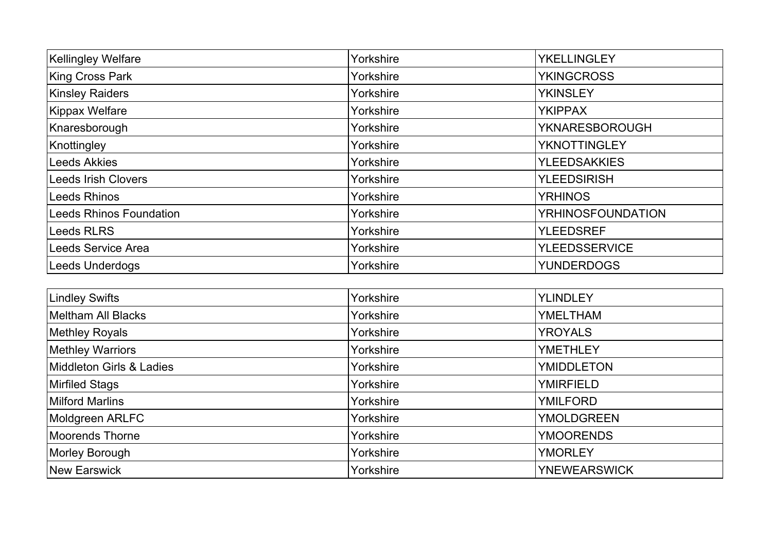| Kellingley Welfare | Yorkshire | YKELLINGLEY |
|---|---|---|
| King Cross Park | Yorkshire | YKINGCROSS |
| Kinsley Raiders | Yorkshire | YKINSLEY |
| Kippax Welfare | Yorkshire | YKIPPAX |
| Knaresborough | Yorkshire | YKNARESBOROUGH |
| Knottingley | Yorkshire | YKNOTTINGLEY |
| Leeds Akkies | Yorkshire | YLEEDSAKKIES |
| Leeds Irish Clovers | Yorkshire | YLEEDSIRISH |
| Leeds Rhinos | Yorkshire | YRHINOS |
| Leeds Rhinos Foundation | Yorkshire | YRHINOSFOUNDATION |
| Leeds RLRS | Yorkshire | YLEEDSREF |
| Leeds Service Area | Yorkshire | YLEEDSSERVICE |
| Leeds Underdogs | Yorkshire | YUNDERDOGS |
| Lindley Swifts | Yorkshire | YLINDLEY |
| Meltham All Blacks | Yorkshire | YMELTHAM |
| Methley Royals | Yorkshire | YROYALS |
| Methley Warriors | Yorkshire | YMETHLEY |
| Middleton Girls & Ladies | Yorkshire | YMIDDLETON |
| Mirfiled Stags | Yorkshire | YMIRFIELD |
| Milford Marlins | Yorkshire | YMILFORD |
| Moldgreen ARLFC | Yorkshire | YMOLDGREEN |
| Moorends Thorne | Yorkshire | YMOORENDS |
| Morley Borough | Yorkshire | YMORLEY |
| New Earswick | Yorkshire | YNEWEARSWICK |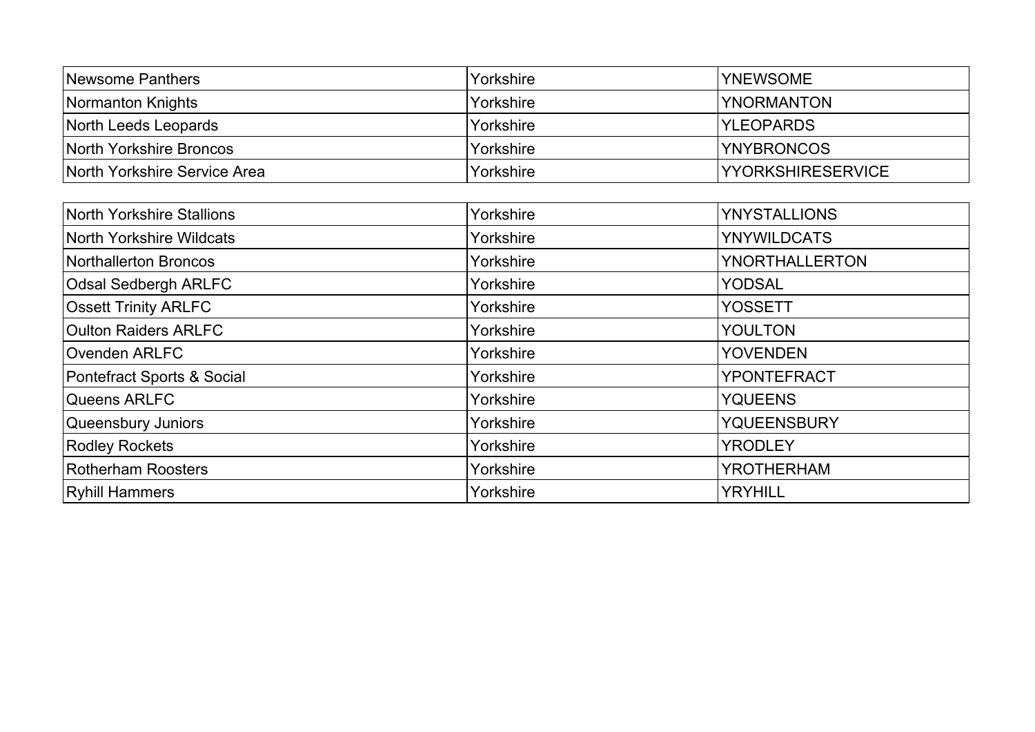| | | |
|---|---|---|
| Newsome Panthers | Yorkshire | YNEWSOME |
| Normanton Knights | Yorkshire | YNORMANTON |
| North Leeds Leopards | Yorkshire | YLEOPARDS |
| North Yorkshire Broncos | Yorkshire | YNYBRONCOS |
| North Yorkshire Service Area | Yorkshire | YYORKSHIRESERVICE |
| North Yorkshire Stallions | Yorkshire | YNYSTALLIONS |
| North Yorkshire Wildcats | Yorkshire | YNYWILDCATS |
| Northallerton Broncos | Yorkshire | YNORTHALLERTON |
| Odsal Sedbergh ARLFC | Yorkshire | YODSAL |
| Ossett Trinity ARLFC | Yorkshire | YOSSETT |
| Oulton Raiders ARLFC | Yorkshire | YOULTON |
| Ovenden ARLFC | Yorkshire | YOVENDEN |
| Pontefract Sports & Social | Yorkshire | YPONTEFRACT |
| Queens ARLFC | Yorkshire | YQUEENS |
| Queensbury Juniors | Yorkshire | YQUEENSBURY |
| Rodley Rockets | Yorkshire | YRODLEY |
| Rotherham Roosters | Yorkshire | YROTHERHAM |
| Ryhill Hammers | Yorkshire | YRYHILL |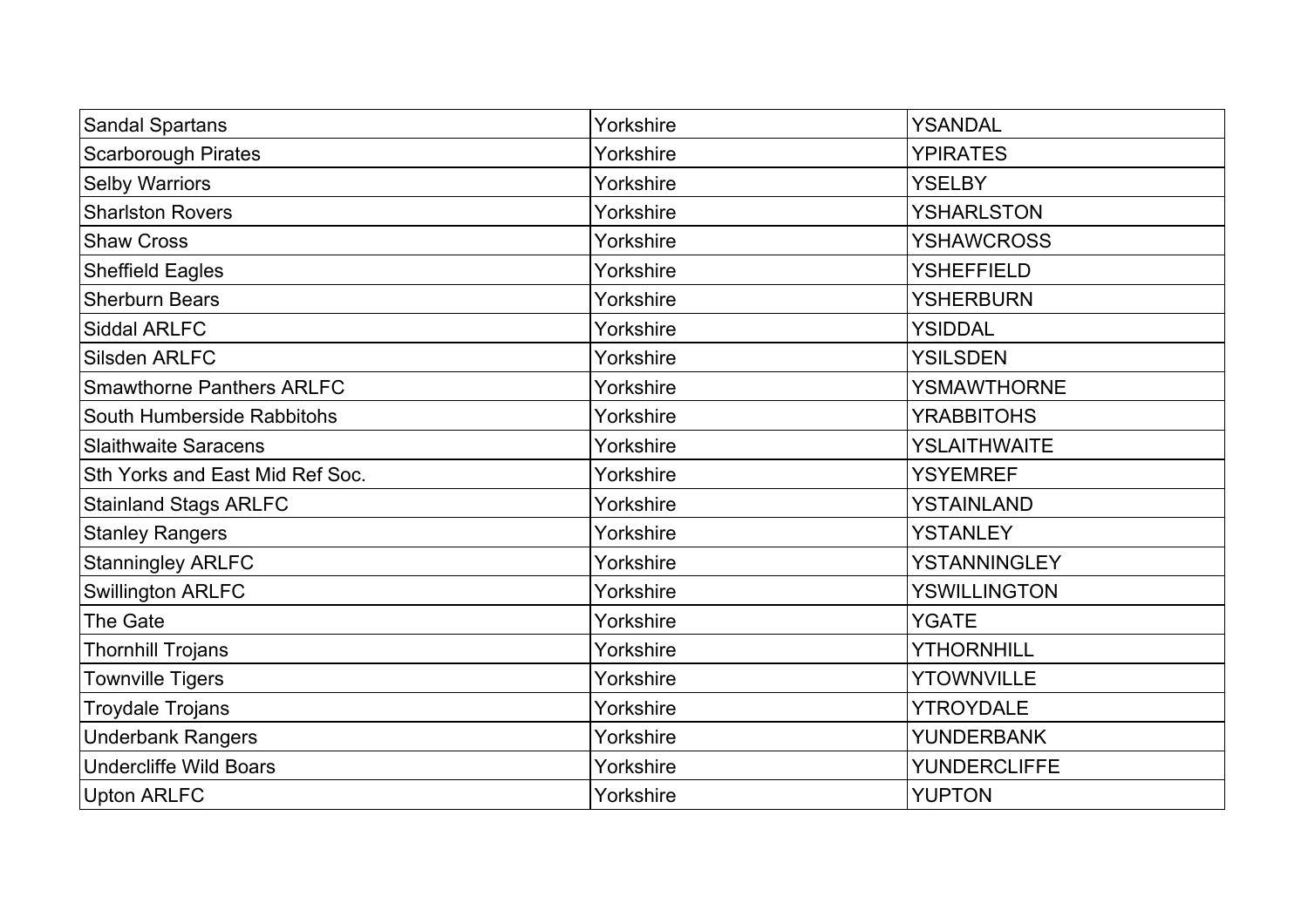| Sandal Spartans | Yorkshire | YSANDAL |
|---|---|---|
| Scarborough Pirates | Yorkshire | YPIRATES |
| Selby Warriors | Yorkshire | YSELBY |
| Sharlston Rovers | Yorkshire | YSHARLSTON |
| Shaw Cross | Yorkshire | YSHAWCROSS |
| Sheffield Eagles | Yorkshire | YSHEFFIELD |
| Sherburn Bears | Yorkshire | YSHERBURN |
| Siddal ARLFC | Yorkshire | YSIDDAL |
| Silsden ARLFC | Yorkshire | YSILSDEN |
| Smawthorne Panthers ARLFC | Yorkshire | YSMAWTHORNE |
| South Humberside Rabbitohs | Yorkshire | YRABBITOHS |
| Slaithwaite Saracens | Yorkshire | YSLAITHWAITE |
| Sth Yorks and East Mid Ref Soc. | Yorkshire | YSYEMREF |
| Stainland Stags ARLFC | Yorkshire | YSTAINLAND |
| Stanley Rangers | Yorkshire | YSTANLEY |
| Stanningley ARLFC | Yorkshire | YSTANNINGLEY |
| Swillington ARLFC | Yorkshire | YSWILLINGTON |
| The Gate | Yorkshire | YGATE |
| Thornhill Trojans | Yorkshire | YTHORNHILL |
| Townville Tigers | Yorkshire | YTOWNVILLE |
| Troydale Trojans | Yorkshire | YTROYDALE |
| Underbank Rangers | Yorkshire | YUNDERBANK |
| Undercliffe Wild Boars | Yorkshire | YUNDERCLIFFE |
| Upton ARLFC | Yorkshire | YUPTON |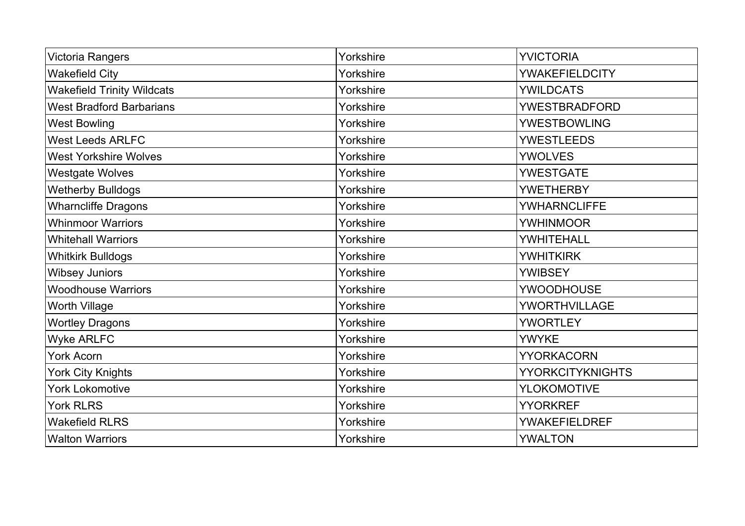| Victoria Rangers | Yorkshire | YVICTORIA |
|---|---|---|
| Wakefield City | Yorkshire | YWAKEFIELDCITY |
| Wakefield Trinity Wildcats | Yorkshire | YWILDCATS |
| West Bradford Barbarians | Yorkshire | YWESTBRADFORD |
| West Bowling | Yorkshire | YWESTBOWLING |
| West Leeds ARLFC | Yorkshire | YWESTLEEDS |
| West Yorkshire Wolves | Yorkshire | YWOLVES |
| Westgate Wolves | Yorkshire | YWESTGATE |
| Wetherby Bulldogs | Yorkshire | YWETHERBY |
| Wharncliffe Dragons | Yorkshire | YWHARNCLIFFE |
| Whinmoor Warriors | Yorkshire | YWHINMOOR |
| Whitehall Warriors | Yorkshire | YWHITEHALL |
| Whitkirk Bulldogs | Yorkshire | YWHITKIRK |
| Wibsey Juniors | Yorkshire | YWIBSEY |
| Woodhouse Warriors | Yorkshire | YWOODHOUSE |
| Worth Village | Yorkshire | YWORTHVILLAGE |
| Wortley Dragons | Yorkshire | YWORTLEY |
| Wyke ARLFC | Yorkshire | YWYKE |
| York Acorn | Yorkshire | YYORKACORN |
| York City Knights | Yorkshire | YYORKCITYKNIGHTS |
| York Lokomotive | Yorkshire | YLOKOMOTIVE |
| York RLRS | Yorkshire | YYORKREF |
| Wakefield RLRS | Yorkshire | YWAKEFIELDREF |
| Walton Warriors | Yorkshire | YWALTON |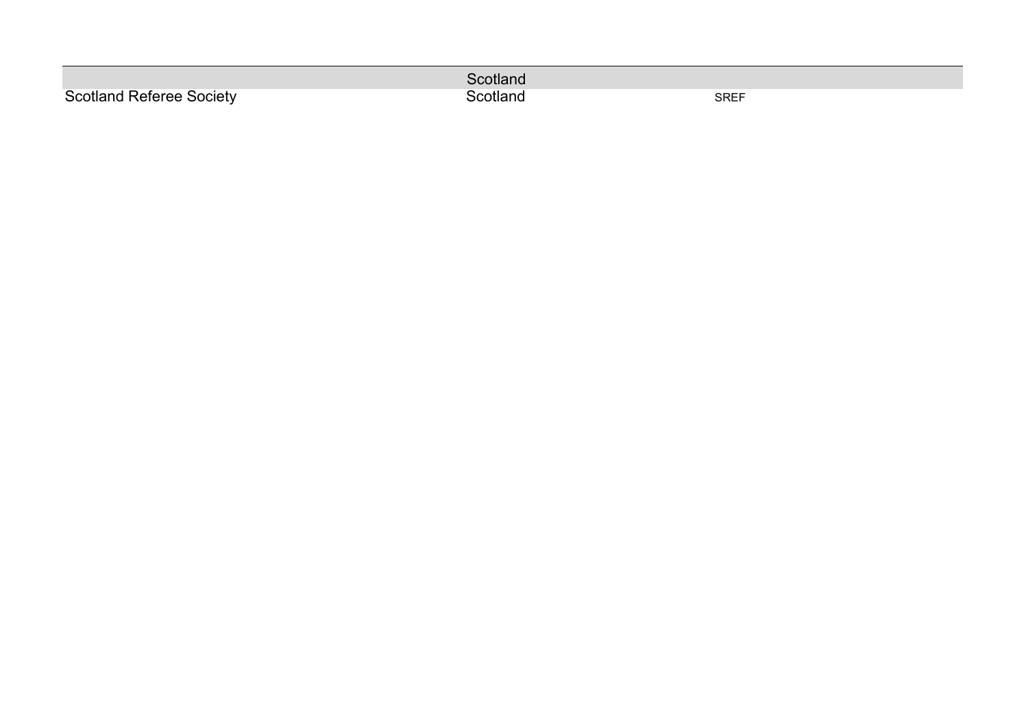| | | |
|---|---|---|
| | Scotland | |
| Scotland Referee Society | Scotland | SREF |